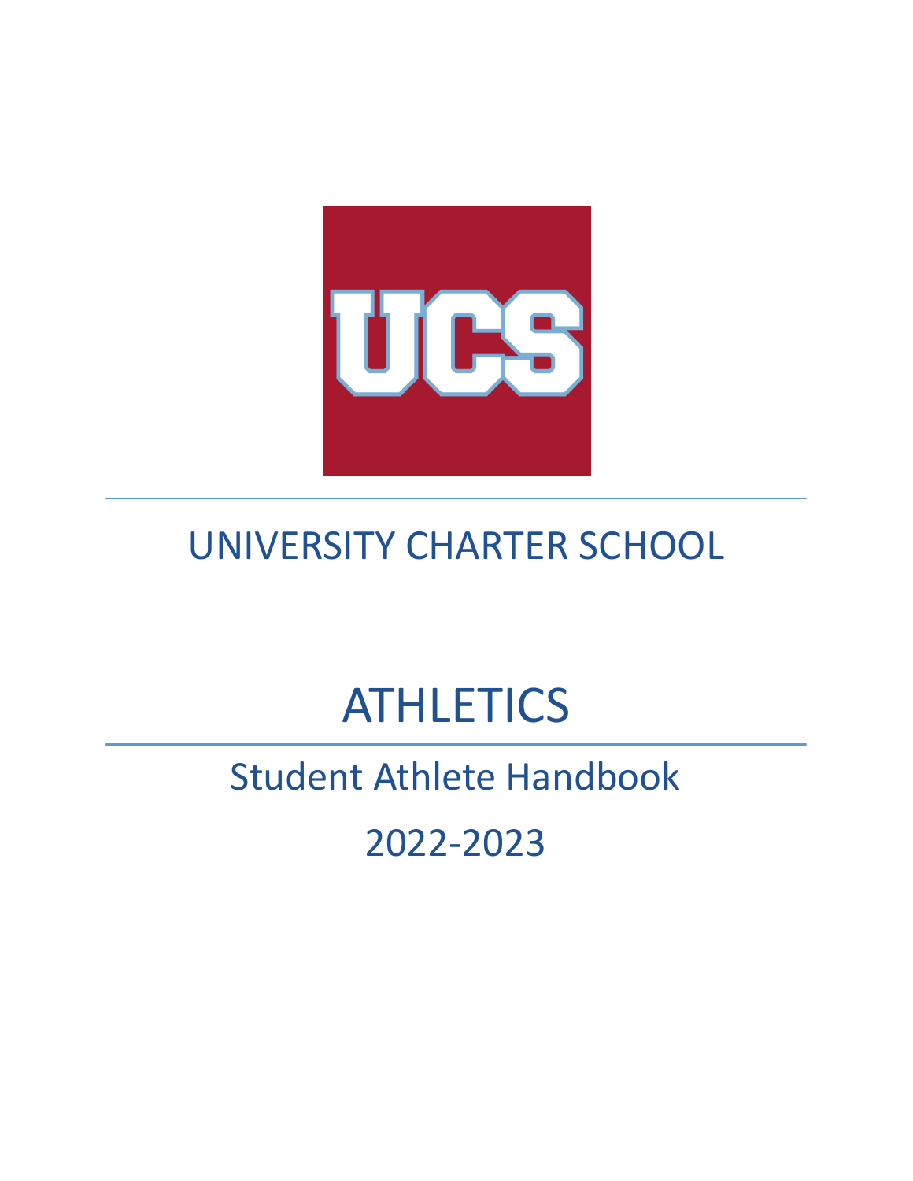UCS

# UNIVERSITY CHARTER SCHOOL

# ATHLETICS

## Student Athlete Handbook

## 2022-2023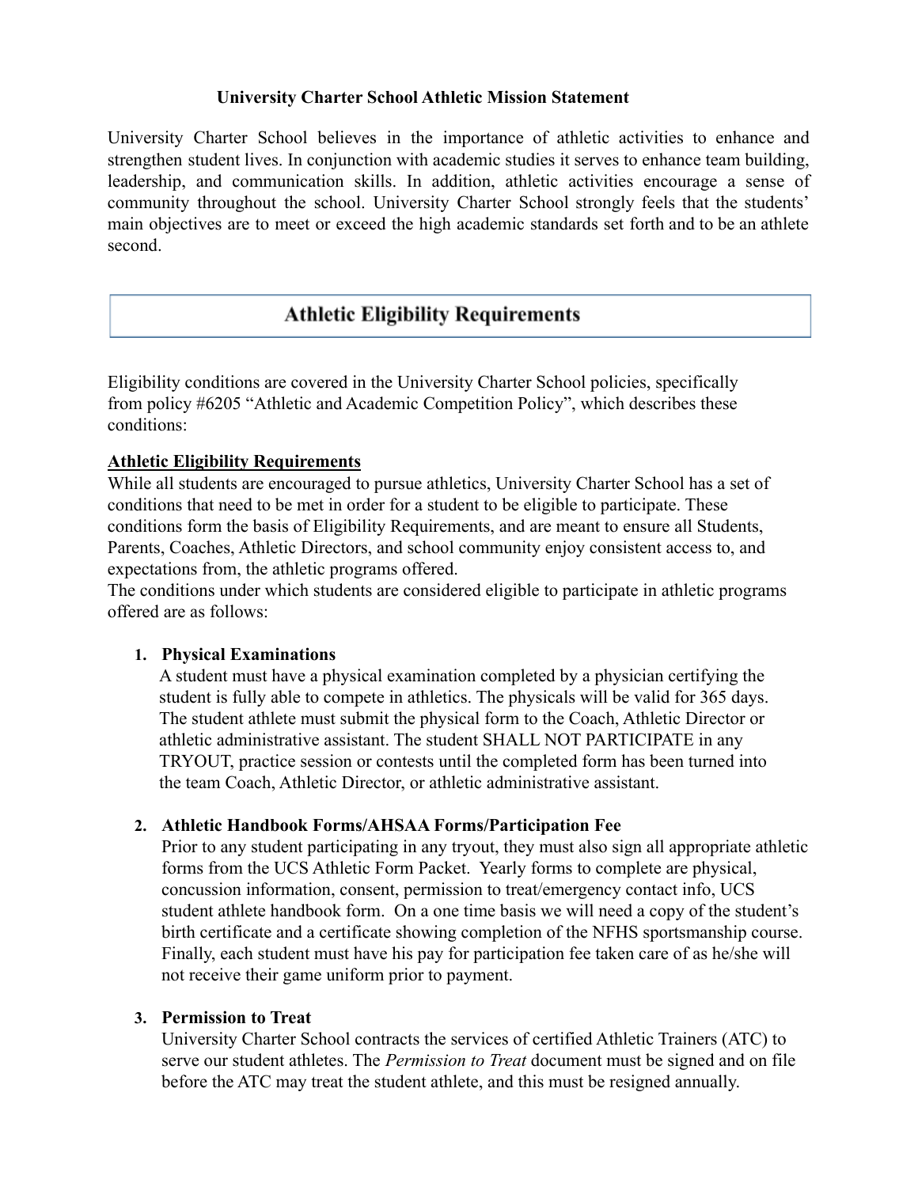**University Charter School Athletic Mission Statement**

University Charter School believes in the importance of athletic activities to enhance and strengthen student lives. In conjunction with academic studies it serves to enhance team building, leadership, and communication skills. In addition, athletic activities encourage a sense of community throughout the school. University Charter School strongly feels that the students' main objectives are to meet or exceed the high academic standards set forth and to be an athlete second.

## Athletic Eligibility Requirements

Eligibility conditions are covered in the University Charter School policies, specifically from policy #6205 "Athletic and Academic Competition Policy", which describes these conditions:

**Athletic Eligibility Requirements**

While all students are encouraged to pursue athletics, University Charter School has a set of conditions that need to be met in order for a student to be eligible to participate. These conditions form the basis of Eligibility Requirements, and are meant to ensure all Students, Parents, Coaches, Athletic Directors, and school community enjoy consistent access to, and expectations from, the athletic programs offered.

The conditions under which students are considered eligible to participate in athletic programs offered are as follows:

1. **Physical Examinations**
   A student must have a physical examination completed by a physician certifying the student is fully able to compete in athletics. The physicals will be valid for 365 days. The student athlete must submit the physical form to the Coach, Athletic Director or athletic administrative assistant. The student SHALL NOT PARTICIPATE in any TRYOUT, practice session or contests until the completed form has been turned into the team Coach, Athletic Director, or athletic administrative assistant.

2. **Athletic Handbook Forms/AHSAA Forms/Participation Fee**
   Prior to any student participating in any tryout, they must also sign all appropriate athletic forms from the UCS Athletic Form Packet. Yearly forms to complete are physical, concussion information, consent, permission to treat/emergency contact info, UCS student athlete handbook form. On a one time basis we will need a copy of the student's birth certificate and a certificate showing completion of the NFHS sportsmanship course. Finally, each student must have his pay for participation fee taken care of as he/she will not receive their game uniform prior to payment.

3. **Permission to Treat**
   University Charter School contracts the services of certified Athletic Trainers (ATC) to serve our student athletes. The *Permission to Treat* document must be signed and on file before the ATC may treat the student athlete, and this must be resigned annually.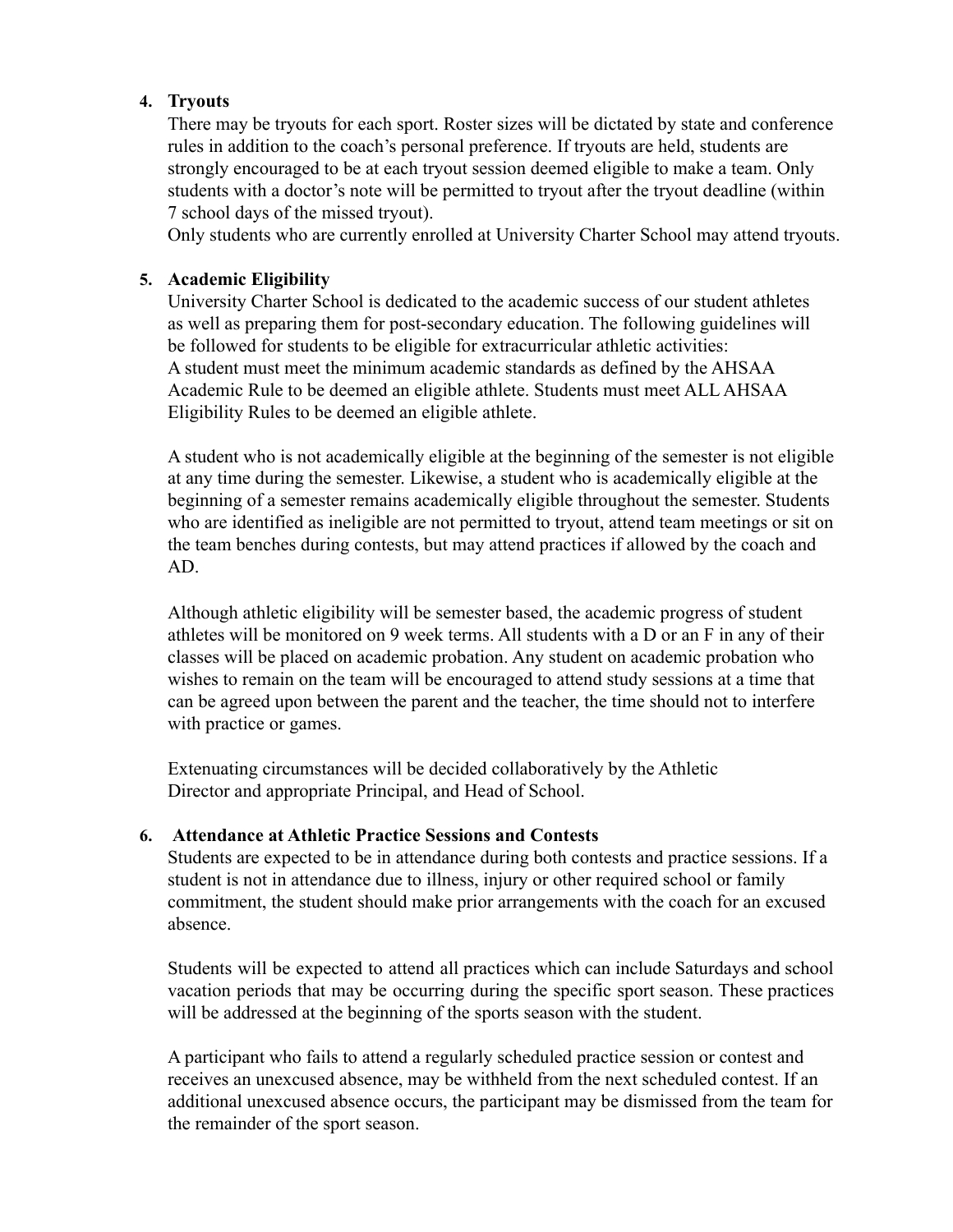4. **Tryouts**

   There may be tryouts for each sport. Roster sizes will be dictated by state and conference rules in addition to the coach's personal preference. If tryouts are held, students are strongly encouraged to be at each tryout session deemed eligible to make a team. Only students with a doctor's note will be permitted to tryout after the tryout deadline (within 7 school days of the missed tryout).

   Only students who are currently enrolled at University Charter School may attend tryouts.

5. **Academic Eligibility**

   University Charter School is dedicated to the academic success of our student athletes as well as preparing them for post-secondary education. The following guidelines will be followed for students to be eligible for extracurricular athletic activities:

   A student must meet the minimum academic standards as defined by the AHSAA Academic Rule to be deemed an eligible athlete. Students must meet ALL AHSAA Eligibility Rules to be deemed an eligible athlete.

   A student who is not academically eligible at the beginning of the semester is not eligible at any time during the semester. Likewise, a student who is academically eligible at the beginning of a semester remains academically eligible throughout the semester. Students who are identified as ineligible are not permitted to tryout, attend team meetings or sit on the team benches during contests, but may attend practices if allowed by the coach and AD.

   Although athletic eligibility will be semester based, the academic progress of student athletes will be monitored on 9 week terms. All students with a D or an F in any of their classes will be placed on academic probation. Any student on academic probation who wishes to remain on the team will be encouraged to attend study sessions at a time that can be agreed upon between the parent and the teacher, the time should not to interfere with practice or games.

   Extenuating circumstances will be decided collaboratively by the Athletic Director and appropriate Principal, and Head of School.

6. **Attendance at Athletic Practice Sessions and Contests**

   Students are expected to be in attendance during both contests and practice sessions. If a student is not in attendance due to illness, injury or other required school or family commitment, the student should make prior arrangements with the coach for an excused absence.

   Students will be expected to attend all practices which can include Saturdays and school vacation periods that may be occurring during the specific sport season. These practices will be addressed at the beginning of the sports season with the student.

   A participant who fails to attend a regularly scheduled practice session or contest and receives an unexcused absence, may be withheld from the next scheduled contest. If an additional unexcused absence occurs, the participant may be dismissed from the team for the remainder of the sport season.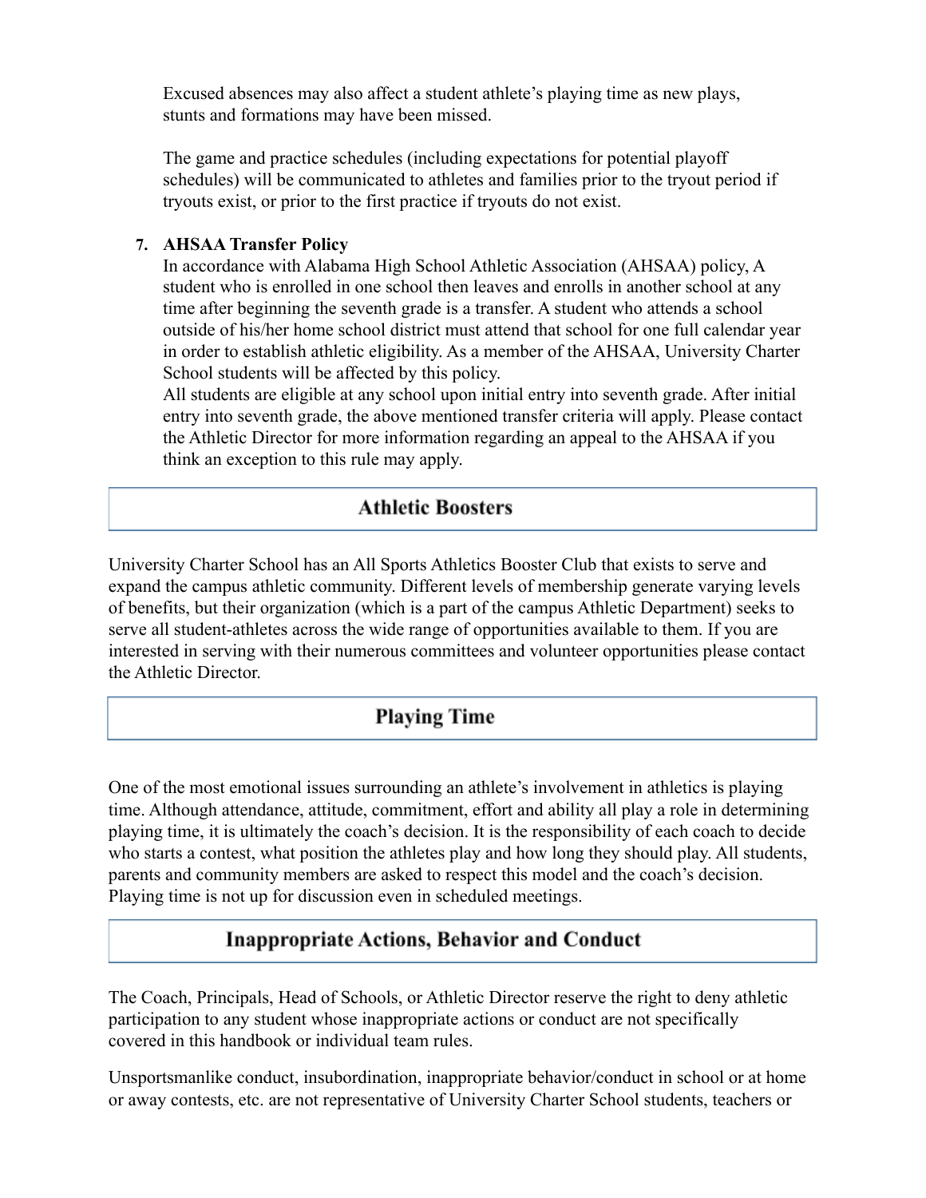Excused absences may also affect a student athlete's playing time as new plays, stunts and formations may have been missed.

The game and practice schedules (including expectations for potential playoff schedules) will be communicated to athletes and families prior to the tryout period if tryouts exist, or prior to the first practice if tryouts do not exist.

7. **AHSAA Transfer Policy**
   In accordance with Alabama High School Athletic Association (AHSAA) policy, A student who is enrolled in one school then leaves and enrolls in another school at any time after beginning the seventh grade is a transfer. A student who attends a school outside of his/her home school district must attend that school for one full calendar year in order to establish athletic eligibility. As a member of the AHSAA, University Charter School students will be affected by this policy.
   All students are eligible at any school upon initial entry into seventh grade. After initial entry into seventh grade, the above mentioned transfer criteria will apply. Please contact the Athletic Director for more information regarding an appeal to the AHSAA if you think an exception to this rule may apply.

## Athletic Boosters

University Charter School has an All Sports Athletics Booster Club that exists to serve and expand the campus athletic community. Different levels of membership generate varying levels of benefits, but their organization (which is a part of the campus Athletic Department) seeks to serve all student-athletes across the wide range of opportunities available to them. If you are interested in serving with their numerous committees and volunteer opportunities please contact the Athletic Director.

## Playing Time

One of the most emotional issues surrounding an athlete's involvement in athletics is playing time. Although attendance, attitude, commitment, effort and ability all play a role in determining playing time, it is ultimately the coach's decision. It is the responsibility of each coach to decide who starts a contest, what position the athletes play and how long they should play. All students, parents and community members are asked to respect this model and the coach's decision. Playing time is not up for discussion even in scheduled meetings.

## Inappropriate Actions, Behavior and Conduct

The Coach, Principals, Head of Schools, or Athletic Director reserve the right to deny athletic participation to any student whose inappropriate actions or conduct are not specifically covered in this handbook or individual team rules.

Unsportsmanlike conduct, insubordination, inappropriate behavior/conduct in school or at home or away contests, etc. are not representative of University Charter School students, teachers or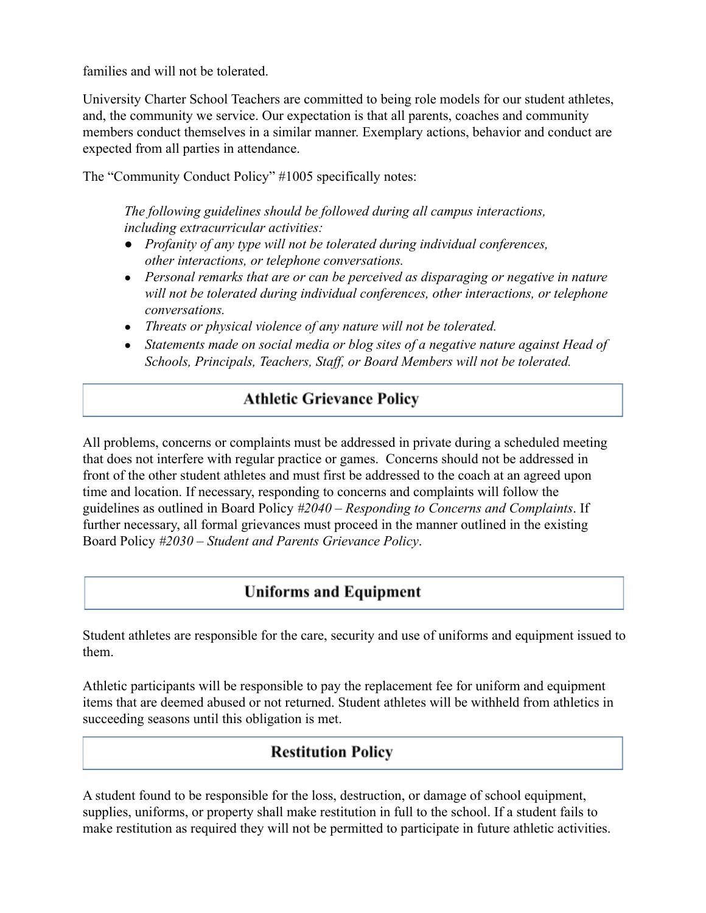families and will not be tolerated.

University Charter School Teachers are committed to being role models for our student athletes, and, the community we service. Our expectation is that all parents, coaches and community members conduct themselves in a similar manner. Exemplary actions, behavior and conduct are expected from all parties in attendance.

The "Community Conduct Policy" #1005 specifically notes:

> *The following guidelines should be followed during all campus interactions, including extracurricular activities:*
> - *Profanity of any type will not be tolerated during individual conferences, other interactions, or telephone conversations.*
> - *Personal remarks that are or can be perceived as disparaging or negative in nature will not be tolerated during individual conferences, other interactions, or telephone conversations.*
> - *Threats or physical violence of any nature will not be tolerated.*
> - *Statements made on social media or blog sites of a negative nature against Head of Schools, Principals, Teachers, Staff, or Board Members will not be tolerated.*

## Athletic Grievance Policy

All problems, concerns or complaints must be addressed in private during a scheduled meeting that does not interfere with regular practice or games. Concerns should not be addressed in front of the other student athletes and must first be addressed to the coach at an agreed upon time and location. If necessary, responding to concerns and complaints will follow the guidelines as outlined in Board Policy *#2040 – Responding to Concerns and Complaints*. If further necessary, all formal grievances must proceed in the manner outlined in the existing Board Policy *#2030 – Student and Parents Grievance Policy*.

## Uniforms and Equipment

Student athletes are responsible for the care, security and use of uniforms and equipment issued to them.

Athletic participants will be responsible to pay the replacement fee for uniform and equipment items that are deemed abused or not returned. Student athletes will be withheld from athletics in succeeding seasons until this obligation is met.

## Restitution Policy

A student found to be responsible for the loss, destruction, or damage of school equipment, supplies, uniforms, or property shall make restitution in full to the school. If a student fails to make restitution as required they will not be permitted to participate in future athletic activities.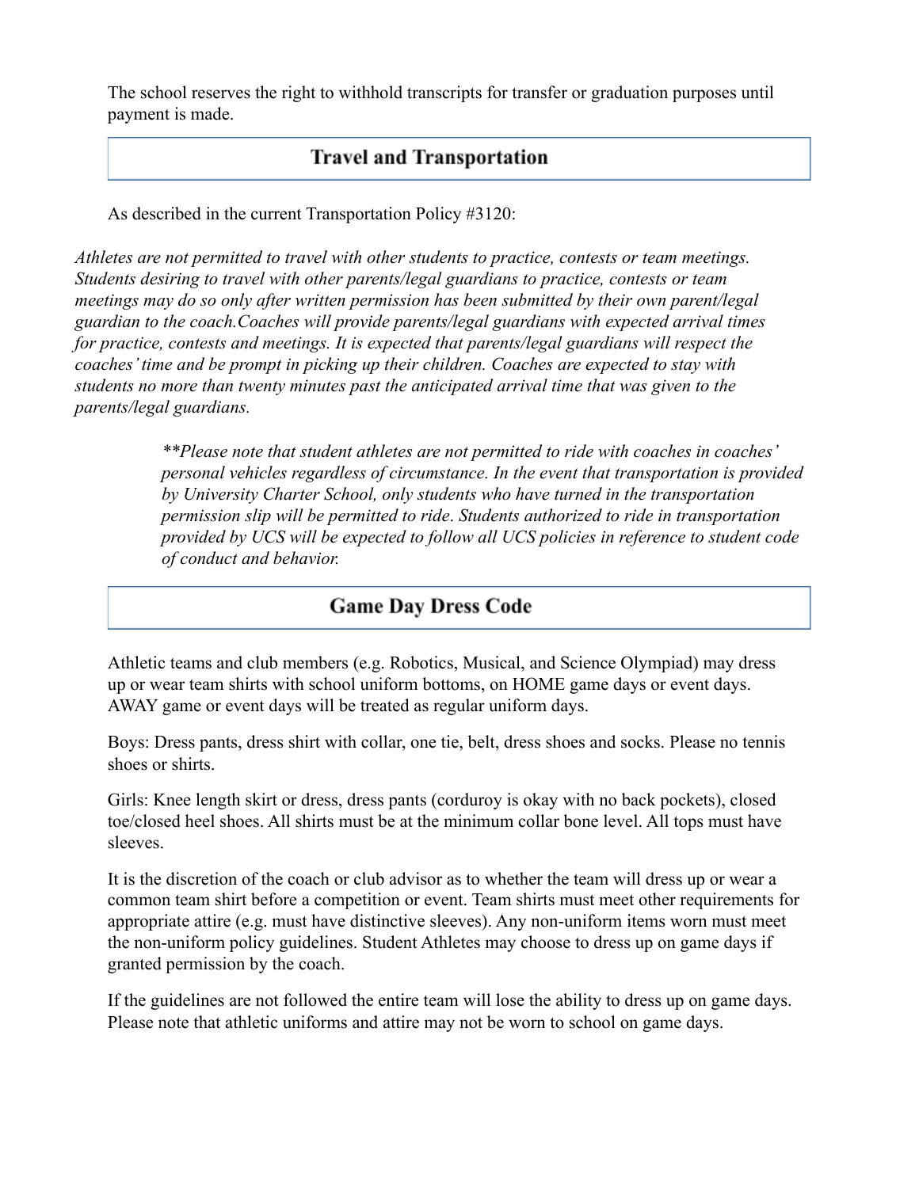The school reserves the right to withhold transcripts for transfer or graduation purposes until payment is made.

## Travel and Transportation

As described in the current Transportation Policy #3120:

*Athletes are not permitted to travel with other students to practice, contests or team meetings. Students desiring to travel with other parents/legal guardians to practice, contests or team meetings may do so only after written permission has been submitted by their own parent/legal guardian to the coach.Coaches will provide parents/legal guardians with expected arrival times for practice, contests and meetings. It is expected that parents/legal guardians will respect the coaches' time and be prompt in picking up their children. Coaches are expected to stay with students no more than twenty minutes past the anticipated arrival time that was given to the parents/legal guardians.*

> *\*\*Please note that student athletes are not permitted to ride with coaches in coaches' personal vehicles regardless of circumstance. In the event that transportation is provided by University Charter School, only students who have turned in the transportation permission slip will be permitted to ride. Students authorized to ride in transportation provided by UCS will be expected to follow all UCS policies in reference to student code of conduct and behavior.*

## Game Day Dress Code

Athletic teams and club members (e.g. Robotics, Musical, and Science Olympiad) may dress up or wear team shirts with school uniform bottoms, on HOME game days or event days. AWAY game or event days will be treated as regular uniform days.

Boys: Dress pants, dress shirt with collar, one tie, belt, dress shoes and socks. Please no tennis shoes or shirts.

Girls: Knee length skirt or dress, dress pants (corduroy is okay with no back pockets), closed toe/closed heel shoes. All shirts must be at the minimum collar bone level. All tops must have sleeves.

It is the discretion of the coach or club advisor as to whether the team will dress up or wear a common team shirt before a competition or event. Team shirts must meet other requirements for appropriate attire (e.g. must have distinctive sleeves). Any non-uniform items worn must meet the non-uniform policy guidelines. Student Athletes may choose to dress up on game days if granted permission by the coach.

If the guidelines are not followed the entire team will lose the ability to dress up on game days. Please note that athletic uniforms and attire may not be worn to school on game days.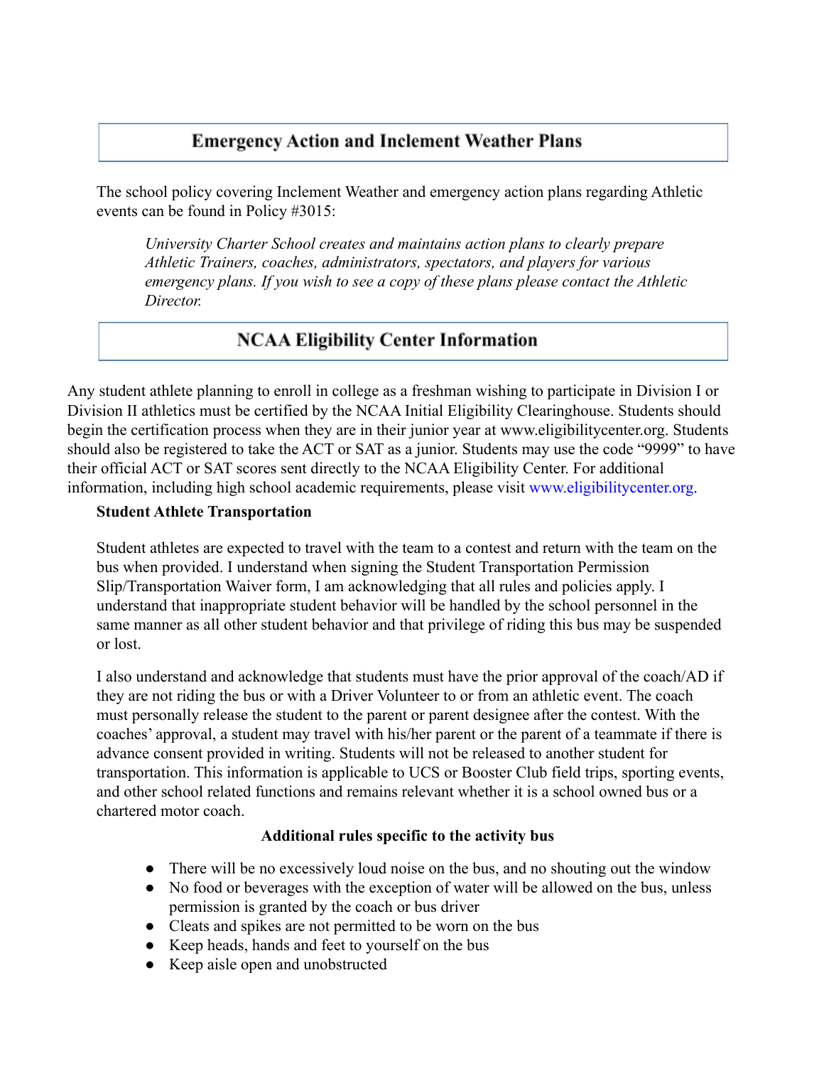## Emergency Action and Inclement Weather Plans

The school policy covering Inclement Weather and emergency action plans regarding Athletic events can be found in Policy #3015:

> *University Charter School creates and maintains action plans to clearly prepare Athletic Trainers, coaches, administrators, spectators, and players for various emergency plans. If you wish to see a copy of these plans please contact the Athletic Director.*

## NCAA Eligibility Center Information

Any student athlete planning to enroll in college as a freshman wishing to participate in Division I or Division II athletics must be certified by the NCAA Initial Eligibility Clearinghouse. Students should begin the certification process when they are in their junior year at www.eligibilitycenter.org. Students should also be registered to take the ACT or SAT as a junior. Students may use the code "9999" to have their official ACT or SAT scores sent directly to the NCAA Eligibility Center. For additional information, including high school academic requirements, please visit www.eligibilitycenter.org.

**Student Athlete Transportation**

Student athletes are expected to travel with the team to a contest and return with the team on the bus when provided. I understand when signing the Student Transportation Permission Slip/Transportation Waiver form, I am acknowledging that all rules and policies apply. I understand that inappropriate student behavior will be handled by the school personnel in the same manner as all other student behavior and that privilege of riding this bus may be suspended or lost.

I also understand and acknowledge that students must have the prior approval of the coach/AD if they are not riding the bus or with a Driver Volunteer to or from an athletic event. The coach must personally release the student to the parent or parent designee after the contest. With the coaches' approval, a student may travel with his/her parent or the parent of a teammate if there is advance consent provided in writing. Students will not be released to another student for transportation. This information is applicable to UCS or Booster Club field trips, sporting events, and other school related functions and remains relevant whether it is a school owned bus or a chartered motor coach.

**Additional rules specific to the activity bus**

- There will be no excessively loud noise on the bus, and no shouting out the window
- No food or beverages with the exception of water will be allowed on the bus, unless permission is granted by the coach or bus driver
- Cleats and spikes are not permitted to be worn on the bus
- Keep heads, hands and feet to yourself on the bus
- Keep aisle open and unobstructed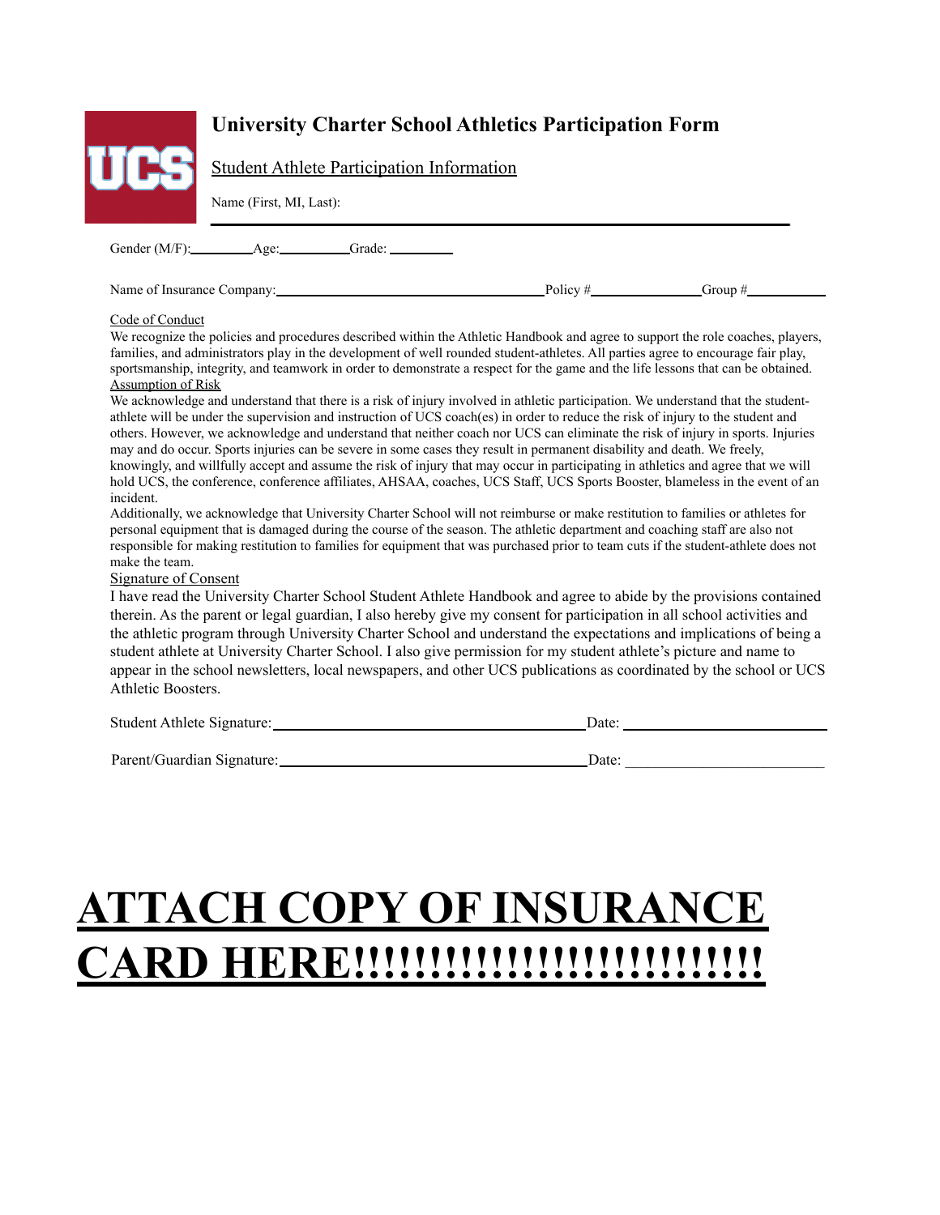# University Charter School Athletics Participation Form

Student Athlete Participation Information

Name (First, MI, Last): ______________________________________________

Gender (M/F): ________ Age: ________ Grade: ________

Name of Insurance Company: ______________________________ Policy # ______________ Group # __________

Code of Conduct

We recognize the policies and procedures described within the Athletic Handbook and agree to support the role coaches, players, families, and administrators play in the development of well rounded student-athletes. All parties agree to encourage fair play, sportsmanship, integrity, and teamwork in order to demonstrate a respect for the game and the life lessons that can be obtained.

Assumption of Risk

We acknowledge and understand that there is a risk of injury involved in athletic participation. We understand that the student-athlete will be under the supervision and instruction of UCS coach(es) in order to reduce the risk of injury to the student and others. However, we acknowledge and understand that neither coach nor UCS can eliminate the risk of injury in sports. Injuries may and do occur. Sports injuries can be severe in some cases they result in permanent disability and death. We freely, knowingly, and willfully accept and assume the risk of injury that may occur in participating in athletics and agree that we will hold UCS, the conference, conference affiliates, AHSAA, coaches, UCS Staff, UCS Sports Booster, blameless in the event of an incident.

Additionally, we acknowledge that University Charter School will not reimburse or make restitution to families or athletes for personal equipment that is damaged during the course of the season. The athletic department and coaching staff are also not responsible for making restitution to families for equipment that was purchased prior to team cuts if the student-athlete does not make the team.

Signature of Consent

I have read the University Charter School Student Athlete Handbook and agree to abide by the provisions contained therein. As the parent or legal guardian, I also hereby give my consent for participation in all school activities and the athletic program through University Charter School and understand the expectations and implications of being a student athlete at University Charter School. I also give permission for my student athlete's picture and name to appear in the school newsletters, local newspapers, and other UCS publications as coordinated by the school or UCS Athletic Boosters.

Student Athlete Signature: ______________________________ Date: ____________________

Parent/Guardian Signature: ______________________________ Date: ____________________

# **ATTACH COPY OF INSURANCE CARD HERE!!!!!!!!!!!!!!!!!!!!!!!!!!**